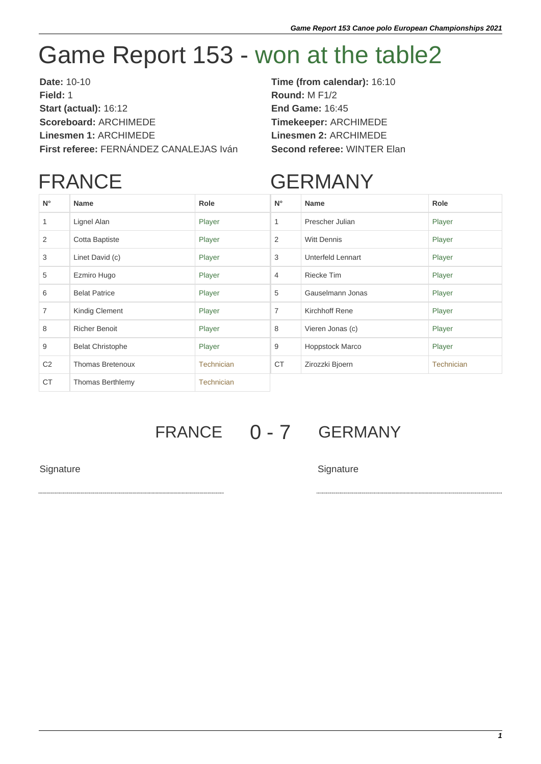# Game Report 153 - won at the table2

**Date:** 10-10
**Field:** 1
**Start (actual):** 16:12
**Scoreboard:** ARCHIMEDE
**Linesmen 1:** ARCHIMEDE
**First referee:** FERNÁNDEZ CANALEJAS Iván

**Time (from calendar):** 16:10
**Round:** M F1/2
**End Game:** 16:45
**Timekeeper:** ARCHIMEDE
**Linesmen 2:** ARCHIMEDE
**Second referee:** WINTER Elan

## FRANCE

| N° | Name | Role |
|---|---|---|
| 1 | Lignel Alan | Player |
| 2 | Cotta Baptiste | Player |
| 3 | Linet David (c) | Player |
| 5 | Ezmiro Hugo | Player |
| 6 | Belat Patrice | Player |
| 7 | Kindig Clement | Player |
| 8 | Richer Benoit | Player |
| 9 | Belat Christophe | Player |
| C2 | Thomas Bretenoux | Technician |
| CT | Thomas Berthlemy | Technician |

## GERMANY

| N° | Name | Role |
|---|---|---|
| 1 | Prescher Julian | Player |
| 2 | Witt Dennis | Player |
| 3 | Unterfeld Lennart | Player |
| 4 | Riecke Tim | Player |
| 5 | Gauselmann Jonas | Player |
| 7 | Kirchhoff Rene | Player |
| 8 | Vieren Jonas (c) | Player |
| 9 | Hoppstock Marco | Player |
| CT | Zirozzki Bjoern | Technician |

## FRANCE 0 - 7 GERMANY

Signature

Signature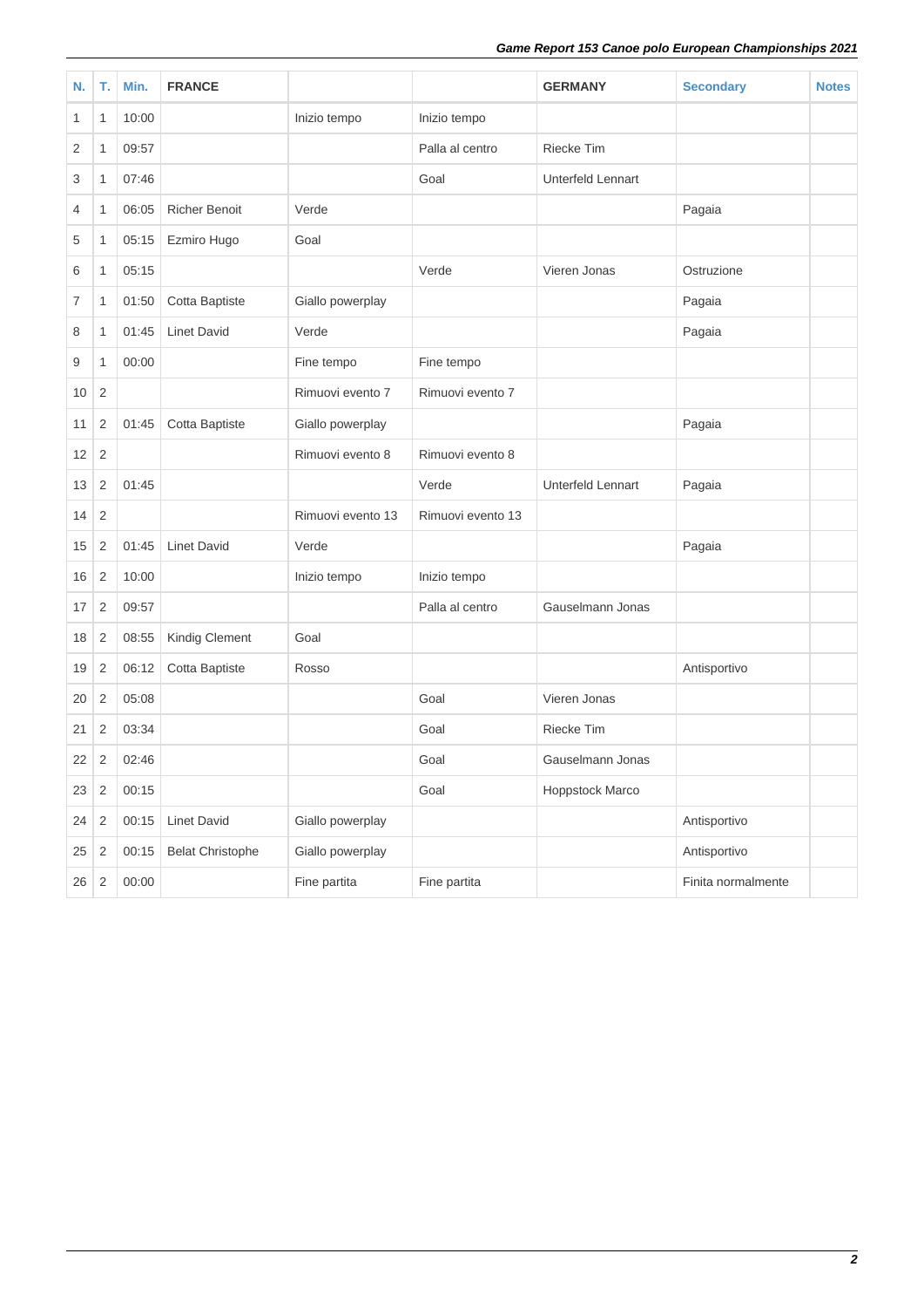| N. | T. | Min. | FRANCE | | | GERMANY | Secondary | Notes |
|---|---|---|---|---|---|---|---|---|
| 1 | 1 | 10:00 | | Inizio tempo | Inizio tempo | | | |
| 2 | 1 | 09:57 | | | Palla al centro | Riecke Tim | | |
| 3 | 1 | 07:46 | | | Goal | Unterfeld Lennart | | |
| 4 | 1 | 06:05 | Richer Benoit | Verde | | | Pagaia | |
| 5 | 1 | 05:15 | Ezmiro Hugo | Goal | | | | |
| 6 | 1 | 05:15 | | | Verde | Vieren Jonas | Ostruzione | |
| 7 | 1 | 01:50 | Cotta Baptiste | Giallo powerplay | | | Pagaia | |
| 8 | 1 | 01:45 | Linet David | Verde | | | Pagaia | |
| 9 | 1 | 00:00 | | Fine tempo | Fine tempo | | | |
| 10 | 2 | | | Rimuovi evento 7 | Rimuovi evento 7 | | | |
| 11 | 2 | 01:45 | Cotta Baptiste | Giallo powerplay | | | Pagaia | |
| 12 | 2 | | | Rimuovi evento 8 | Rimuovi evento 8 | | | |
| 13 | 2 | 01:45 | | | Verde | Unterfeld Lennart | Pagaia | |
| 14 | 2 | | | Rimuovi evento 13 | Rimuovi evento 13 | | | |
| 15 | 2 | 01:45 | Linet David | Verde | | | Pagaia | |
| 16 | 2 | 10:00 | | Inizio tempo | Inizio tempo | | | |
| 17 | 2 | 09:57 | | | Palla al centro | Gauselmann Jonas | | |
| 18 | 2 | 08:55 | Kindig Clement | Goal | | | | |
| 19 | 2 | 06:12 | Cotta Baptiste | Rosso | | | Antisportivo | |
| 20 | 2 | 05:08 | | | Goal | Vieren Jonas | | |
| 21 | 2 | 03:34 | | | Goal | Riecke Tim | | |
| 22 | 2 | 02:46 | | | Goal | Gauselmann Jonas | | |
| 23 | 2 | 00:15 | | | Goal | Hoppstock Marco | | |
| 24 | 2 | 00:15 | Linet David | Giallo powerplay | | | Antisportivo | |
| 25 | 2 | 00:15 | Belat Christophe | Giallo powerplay | | | Antisportivo | |
| 26 | 2 | 00:00 | | Fine partita | Fine partita | | Finita normalmente | |